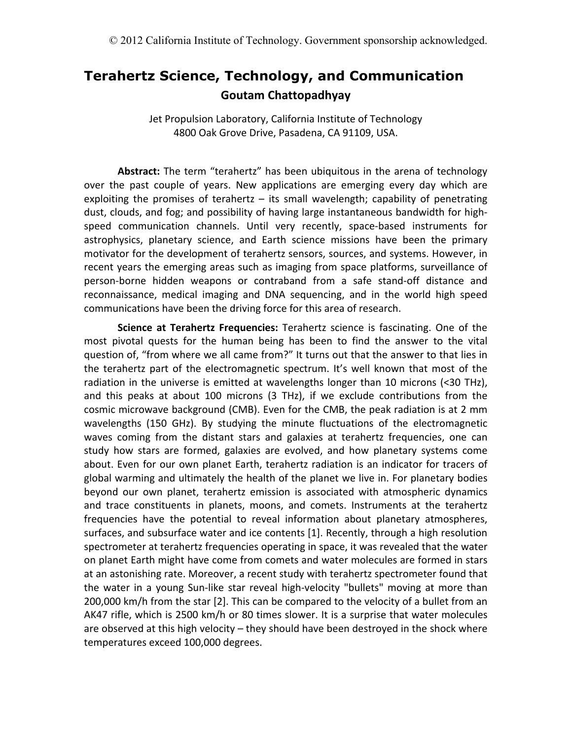© 2012 California Institute of Technology. Government sponsorship acknowledged.

# Terahertz Science, Technology, and Communication

**Goutam Chattopadhyay**

Jet Propulsion Laboratory, California Institute of Technology
4800 Oak Grove Drive, Pasadena, CA 91109, USA.

**Abstract:** The term "terahertz" has been ubiquitous in the arena of technology over the past couple of years. New applications are emerging every day which are exploiting the promises of terahertz – its small wavelength; capability of penetrating dust, clouds, and fog; and possibility of having large instantaneous bandwidth for high-speed communication channels. Until very recently, space-based instruments for astrophysics, planetary science, and Earth science missions have been the primary motivator for the development of terahertz sensors, sources, and systems. However, in recent years the emerging areas such as imaging from space platforms, surveillance of person-borne hidden weapons or contraband from a safe stand-off distance and reconnaissance, medical imaging and DNA sequencing, and in the world high speed communications have been the driving force for this area of research.

**Science at Terahertz Frequencies:** Terahertz science is fascinating. One of the most pivotal quests for the human being has been to find the answer to the vital question of, "from where we all came from?" It turns out that the answer to that lies in the terahertz part of the electromagnetic spectrum. It's well known that most of the radiation in the universe is emitted at wavelengths longer than 10 microns (<30 THz), and this peaks at about 100 microns (3 THz), if we exclude contributions from the cosmic microwave background (CMB). Even for the CMB, the peak radiation is at 2 mm wavelengths (150 GHz). By studying the minute fluctuations of the electromagnetic waves coming from the distant stars and galaxies at terahertz frequencies, one can study how stars are formed, galaxies are evolved, and how planetary systems come about. Even for our own planet Earth, terahertz radiation is an indicator for tracers of global warming and ultimately the health of the planet we live in. For planetary bodies beyond our own planet, terahertz emission is associated with atmospheric dynamics and trace constituents in planets, moons, and comets. Instruments at the terahertz frequencies have the potential to reveal information about planetary atmospheres, surfaces, and subsurface water and ice contents [1]. Recently, through a high resolution spectrometer at terahertz frequencies operating in space, it was revealed that the water on planet Earth might have come from comets and water molecules are formed in stars at an astonishing rate. Moreover, a recent study with terahertz spectrometer found that the water in a young Sun-like star reveal high-velocity "bullets" moving at more than 200,000 km/h from the star [2]. This can be compared to the velocity of a bullet from an AK47 rifle, which is 2500 km/h or 80 times slower. It is a surprise that water molecules are observed at this high velocity – they should have been destroyed in the shock where temperatures exceed 100,000 degrees.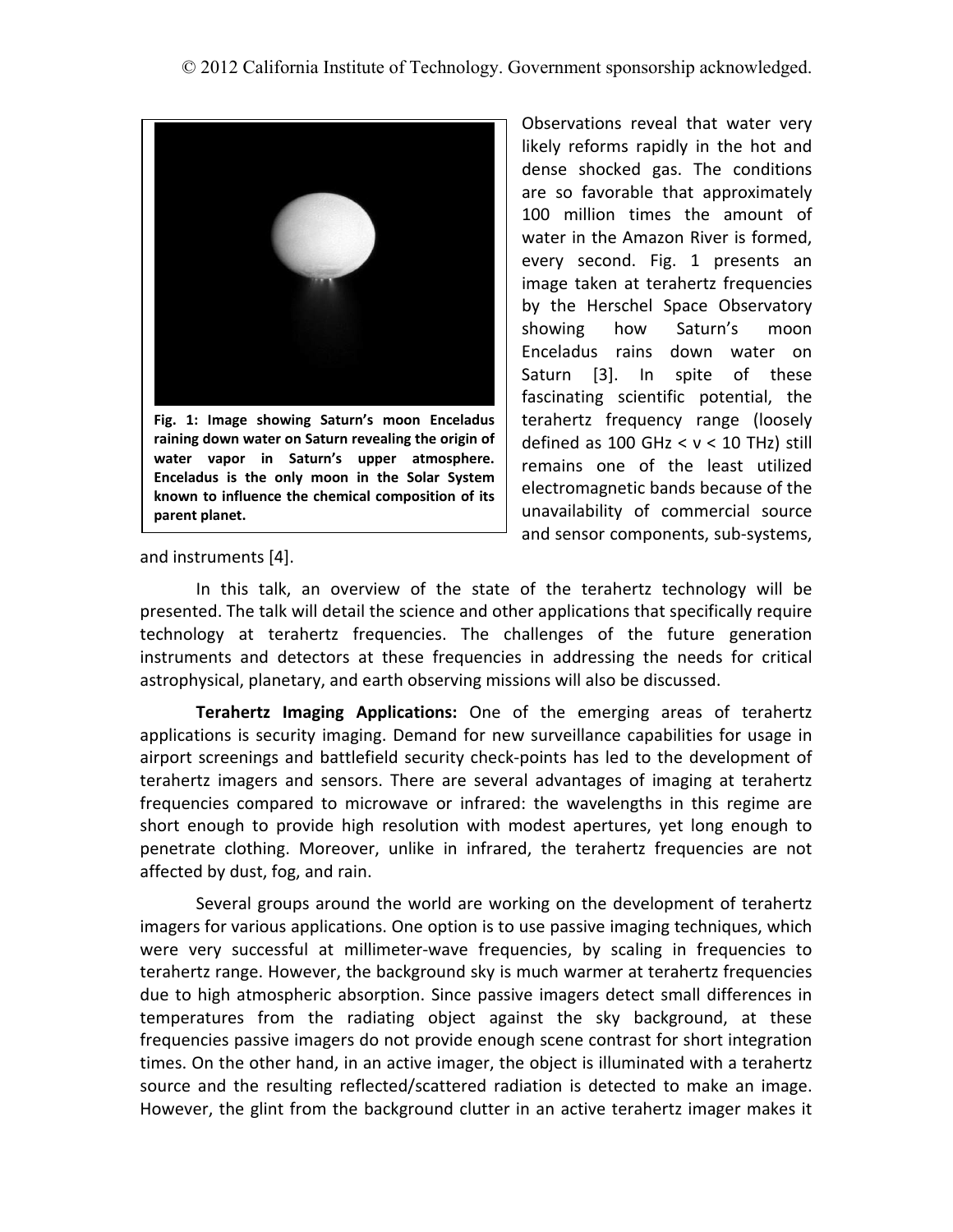Fig. 1: Image showing Saturn's moon Enceladus raining down water on Saturn revealing the origin of water vapor in Saturn's upper atmosphere. Enceladus is the only moon in the Solar System known to influence the chemical composition of its parent planet.

Observations reveal that water very likely reforms rapidly in the hot and dense shocked gas. The conditions are so favorable that approximately 100 million times the amount of water in the Amazon River is formed, every second. Fig. 1 presents an image taken at terahertz frequencies by the Herschel Space Observatory showing how Saturn's moon Enceladus rains down water on Saturn [3]. In spite of these fascinating scientific potential, the terahertz frequency range (loosely defined as 100 GHz < $\nu$ < 10 THz) still remains one of the least utilized electromagnetic bands because of the unavailability of commercial source and sensor components, sub-systems, and instruments [4].

In this talk, an overview of the state of the terahertz technology will be presented. The talk will detail the science and other applications that specifically require technology at terahertz frequencies. The challenges of the future generation instruments and detectors at these frequencies in addressing the needs for critical astrophysical, planetary, and earth observing missions will also be discussed.

**Terahertz Imaging Applications:** One of the emerging areas of terahertz applications is security imaging. Demand for new surveillance capabilities for usage in airport screenings and battlefield security check-points has led to the development of terahertz imagers and sensors. There are several advantages of imaging at terahertz frequencies compared to microwave or infrared: the wavelengths in this regime are short enough to provide high resolution with modest apertures, yet long enough to penetrate clothing. Moreover, unlike in infrared, the terahertz frequencies are not affected by dust, fog, and rain.

Several groups around the world are working on the development of terahertz imagers for various applications. One option is to use passive imaging techniques, which were very successful at millimeter-wave frequencies, by scaling in frequencies to terahertz range. However, the background sky is much warmer at terahertz frequencies due to high atmospheric absorption. Since passive imagers detect small differences in temperatures from the radiating object against the sky background, at these frequencies passive imagers do not provide enough scene contrast for short integration times. On the other hand, in an active imager, the object is illuminated with a terahertz source and the resulting reflected/scattered radiation is detected to make an image. However, the glint from the background clutter in an active terahertz imager makes it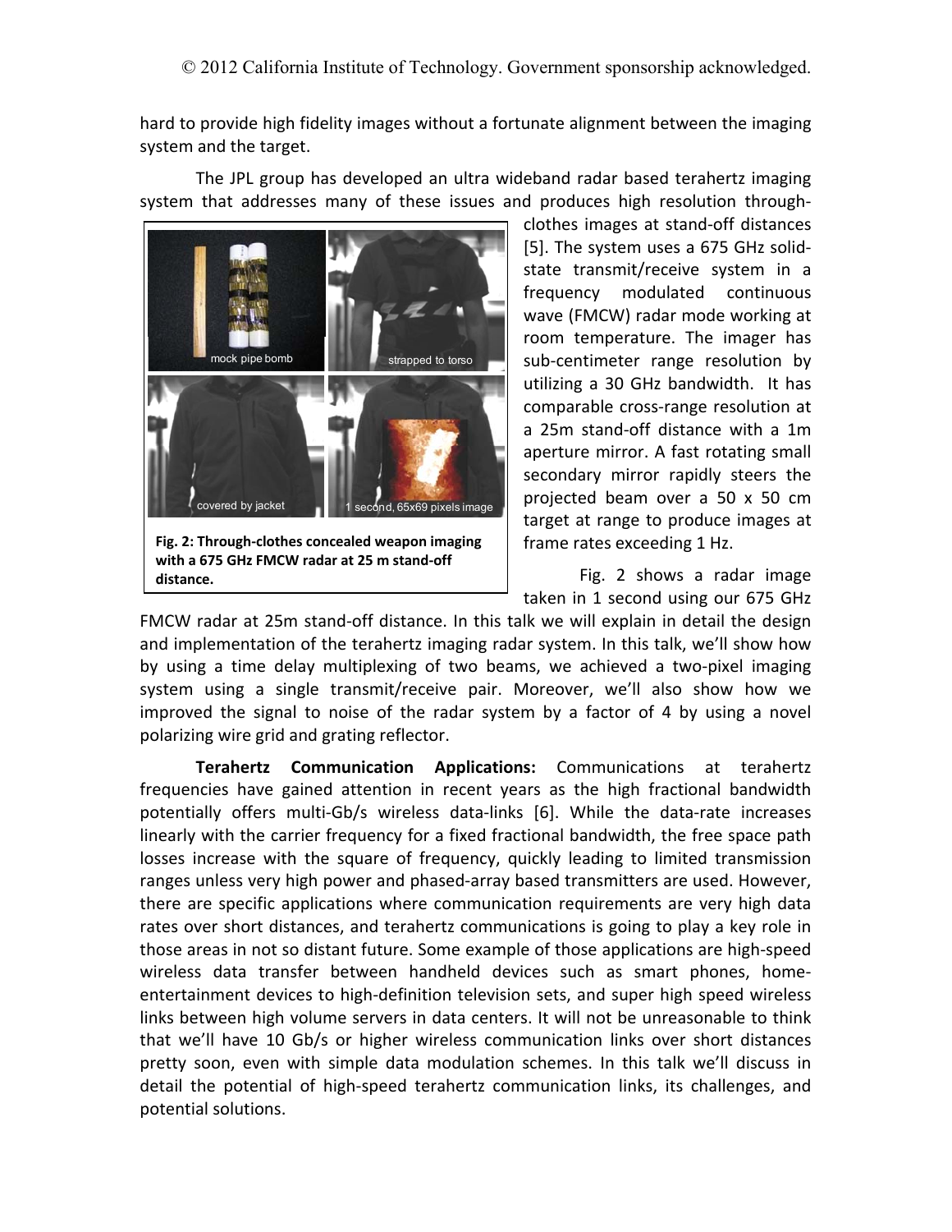hard to provide high fidelity images without a fortunate alignment between the imaging system and the target.

The JPL group has developed an ultra wideband radar based terahertz imaging system that addresses many of these issues and produces high resolution through-clothes images at stand-off distances [5]. The system uses a 675 GHz solid-state transmit/receive system in a frequency modulated continuous wave (FMCW) radar mode working at room temperature. The imager has sub-centimeter range resolution by utilizing a 30 GHz bandwidth. It has comparable cross-range resolution at a 25m stand-off distance with a 1m aperture mirror. A fast rotating small secondary mirror rapidly steers the projected beam over a 50 x 50 cm target at range to produce images at frame rates exceeding 1 Hz.

**Fig. 2: Through-clothes concealed weapon imaging with a 675 GHz FMCW radar at 25 m stand-off distance.**

Fig. 2 shows a radar image taken in 1 second using our 675 GHz FMCW radar at 25m stand-off distance. In this talk we will explain in detail the design and implementation of the terahertz imaging radar system. In this talk, we'll show how by using a time delay multiplexing of two beams, we achieved a two-pixel imaging system using a single transmit/receive pair. Moreover, we'll also show how we improved the signal to noise of the radar system by a factor of 4 by using a novel polarizing wire grid and grating reflector.

**Terahertz Communication Applications:** Communications at terahertz frequencies have gained attention in recent years as the high fractional bandwidth potentially offers multi-Gb/s wireless data-links [6]. While the data-rate increases linearly with the carrier frequency for a fixed fractional bandwidth, the free space path losses increase with the square of frequency, quickly leading to limited transmission ranges unless very high power and phased-array based transmitters are used. However, there are specific applications where communication requirements are very high data rates over short distances, and terahertz communications is going to play a key role in those areas in not so distant future. Some example of those applications are high-speed wireless data transfer between handheld devices such as smart phones, home-entertainment devices to high-definition television sets, and super high speed wireless links between high volume servers in data centers. It will not be unreasonable to think that we'll have 10 Gb/s or higher wireless communication links over short distances pretty soon, even with simple data modulation schemes. In this talk we'll discuss in detail the potential of high-speed terahertz communication links, its challenges, and potential solutions.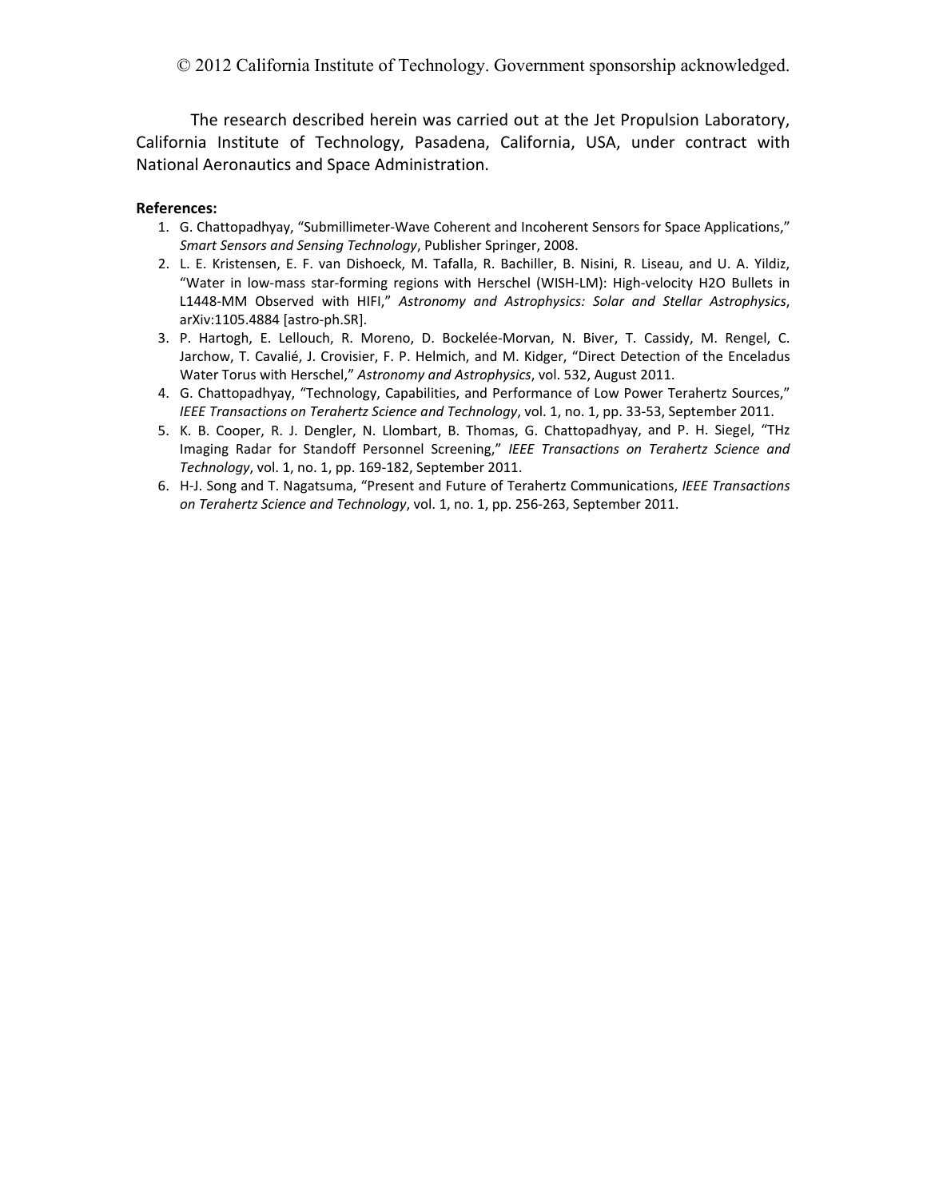© 2012 California Institute of Technology. Government sponsorship acknowledged.

The research described herein was carried out at the Jet Propulsion Laboratory, California Institute of Technology, Pasadena, California, USA, under contract with National Aeronautics and Space Administration.

**References:**

1. G. Chattopadhyay, "Submillimeter-Wave Coherent and Incoherent Sensors for Space Applications," *Smart Sensors and Sensing Technology*, Publisher Springer, 2008.
2. L. E. Kristensen, E. F. van Dishoeck, M. Tafalla, R. Bachiller, B. Nisini, R. Liseau, and U. A. Yildiz, "Water in low-mass star-forming regions with Herschel (WISH-LM): High-velocity H2O Bullets in L1448-MM Observed with HIFI," *Astronomy and Astrophysics: Solar and Stellar Astrophysics*, arXiv:1105.4884 [astro-ph.SR].
3. P. Hartogh, E. Lellouch, R. Moreno, D. Bockelée-Morvan, N. Biver, T. Cassidy, M. Rengel, C. Jarchow, T. Cavalié, J. Crovisier, F. P. Helmich, and M. Kidger, "Direct Detection of the Enceladus Water Torus with Herschel," *Astronomy and Astrophysics*, vol. 532, August 2011.
4. G. Chattopadhyay, "Technology, Capabilities, and Performance of Low Power Terahertz Sources," *IEEE Transactions on Terahertz Science and Technology*, vol. 1, no. 1, pp. 33-53, September 2011.
5. K. B. Cooper, R. J. Dengler, N. Llombart, B. Thomas, G. Chattopadhyay, and P. H. Siegel, "THz Imaging Radar for Standoff Personnel Screening," *IEEE Transactions on Terahertz Science and Technology*, vol. 1, no. 1, pp. 169-182, September 2011.
6. H-J. Song and T. Nagatsuma, "Present and Future of Terahertz Communications, *IEEE Transactions on Terahertz Science and Technology*, vol. 1, no. 1, pp. 256-263, September 2011.